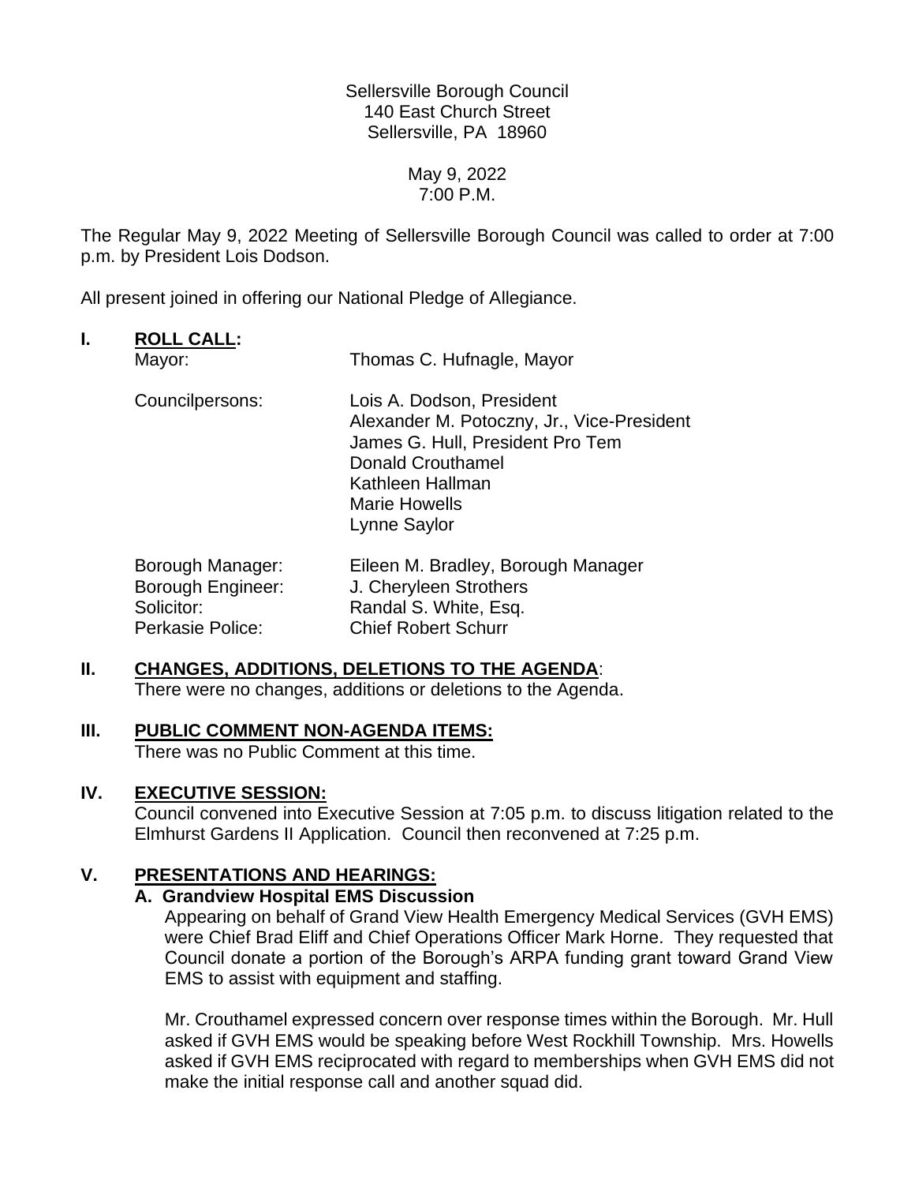Sellersville Borough Council
140 East Church Street
Sellersville, PA 18960

May 9, 2022
7:00 P.M.

The Regular May 9, 2022 Meeting of Sellersville Borough Council was called to order at 7:00 p.m. by President Lois Dodson.

All present joined in offering our National Pledge of Allegiance.

## I. ROLL CALL:

| | |
|---|---|
| Mayor: | Thomas C. Hufnagle, Mayor |
| Councilpersons: | Lois A. Dodson, President<br>Alexander M. Potoczny, Jr., Vice-President<br>James G. Hull, President Pro Tem<br>Donald Crouthamel<br>Kathleen Hallman<br>Marie Howells<br>Lynne Saylor |
| Borough Manager: | Eileen M. Bradley, Borough Manager |
| Borough Engineer: | J. Cheryleen Strothers |
| Solicitor: | Randal S. White, Esq. |
| Perkasie Police: | Chief Robert Schurr |

## II. CHANGES, ADDITIONS, DELETIONS TO THE AGENDA:

There were no changes, additions or deletions to the Agenda.

## III. PUBLIC COMMENT NON-AGENDA ITEMS:

There was no Public Comment at this time.

## IV. EXECUTIVE SESSION:

Council convened into Executive Session at 7:05 p.m. to discuss litigation related to the Elmhurst Gardens II Application. Council then reconvened at 7:25 p.m.

## V. PRESENTATIONS AND HEARINGS:

### A. Grandview Hospital EMS Discussion

Appearing on behalf of Grand View Health Emergency Medical Services (GVH EMS) were Chief Brad Eliff and Chief Operations Officer Mark Horne. They requested that Council donate a portion of the Borough's ARPA funding grant toward Grand View EMS to assist with equipment and staffing.

Mr. Crouthamel expressed concern over response times within the Borough. Mr. Hull asked if GVH EMS would be speaking before West Rockhill Township. Mrs. Howells asked if GVH EMS reciprocated with regard to memberships when GVH EMS did not make the initial response call and another squad did.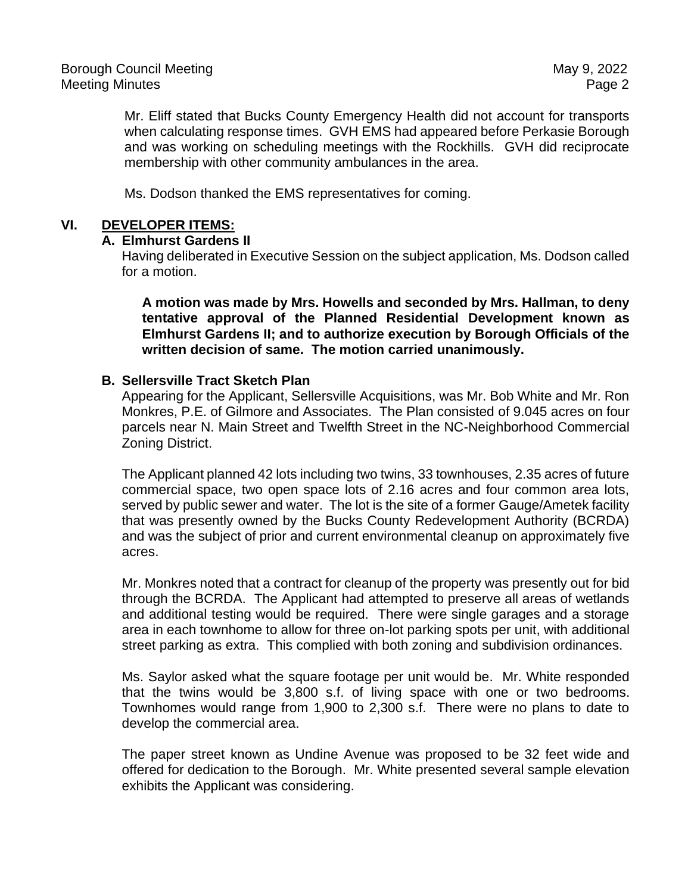Mr. Eliff stated that Bucks County Emergency Health did not account for transports when calculating response times. GVH EMS had appeared before Perkasie Borough and was working on scheduling meetings with the Rockhills. GVH did reciprocate membership with other community ambulances in the area.

Ms. Dodson thanked the EMS representatives for coming.

## VI. DEVELOPER ITEMS:

### A. Elmhurst Gardens II

Having deliberated in Executive Session on the subject application, Ms. Dodson called for a motion.

**A motion was made by Mrs. Howells and seconded by Mrs. Hallman, to deny tentative approval of the Planned Residential Development known as Elmhurst Gardens II; and to authorize execution by Borough Officials of the written decision of same. The motion carried unanimously.**

### B. Sellersville Tract Sketch Plan

Appearing for the Applicant, Sellersville Acquisitions, was Mr. Bob White and Mr. Ron Monkres, P.E. of Gilmore and Associates. The Plan consisted of 9.045 acres on four parcels near N. Main Street and Twelfth Street in the NC-Neighborhood Commercial Zoning District.

The Applicant planned 42 lots including two twins, 33 townhouses, 2.35 acres of future commercial space, two open space lots of 2.16 acres and four common area lots, served by public sewer and water. The lot is the site of a former Gauge/Ametek facility that was presently owned by the Bucks County Redevelopment Authority (BCRDA) and was the subject of prior and current environmental cleanup on approximately five acres.

Mr. Monkres noted that a contract for cleanup of the property was presently out for bid through the BCRDA. The Applicant had attempted to preserve all areas of wetlands and additional testing would be required. There were single garages and a storage area in each townhome to allow for three on-lot parking spots per unit, with additional street parking as extra. This complied with both zoning and subdivision ordinances.

Ms. Saylor asked what the square footage per unit would be. Mr. White responded that the twins would be 3,800 s.f. of living space with one or two bedrooms. Townhomes would range from 1,900 to 2,300 s.f. There were no plans to date to develop the commercial area.

The paper street known as Undine Avenue was proposed to be 32 feet wide and offered for dedication to the Borough. Mr. White presented several sample elevation exhibits the Applicant was considering.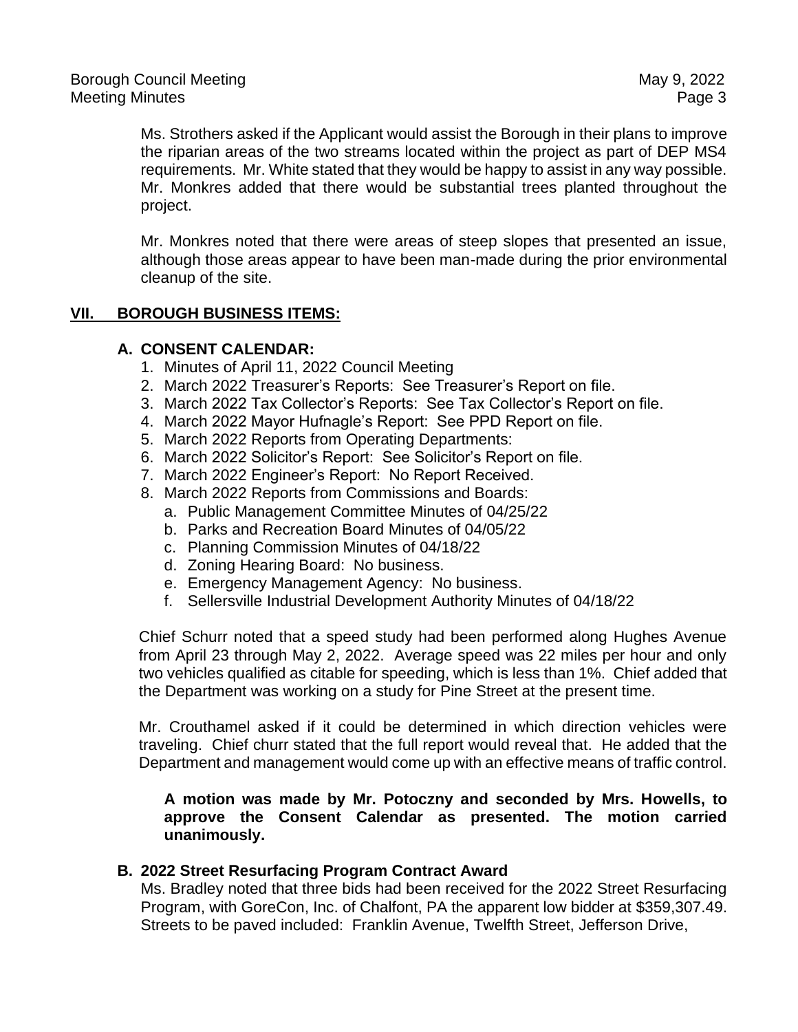Ms. Strothers asked if the Applicant would assist the Borough in their plans to improve the riparian areas of the two streams located within the project as part of DEP MS4 requirements. Mr. White stated that they would be happy to assist in any way possible. Mr. Monkres added that there would be substantial trees planted throughout the project.

Mr. Monkres noted that there were areas of steep slopes that presented an issue, although those areas appear to have been man-made during the prior environmental cleanup of the site.

## VII. BOROUGH BUSINESS ITEMS:

### A. CONSENT CALENDAR:

1. Minutes of April 11, 2022 Council Meeting
2. March 2022 Treasurer's Reports: See Treasurer's Report on file.
3. March 2022 Tax Collector's Reports: See Tax Collector's Report on file.
4. March 2022 Mayor Hufnagle's Report: See PPD Report on file.
5. March 2022 Reports from Operating Departments:
6. March 2022 Solicitor's Report: See Solicitor's Report on file.
7. March 2022 Engineer's Report: No Report Received.
8. March 2022 Reports from Commissions and Boards:
   a. Public Management Committee Minutes of 04/25/22
   b. Parks and Recreation Board Minutes of 04/05/22
   c. Planning Commission Minutes of 04/18/22
   d. Zoning Hearing Board: No business.
   e. Emergency Management Agency: No business.
   f. Sellersville Industrial Development Authority Minutes of 04/18/22

Chief Schurr noted that a speed study had been performed along Hughes Avenue from April 23 through May 2, 2022. Average speed was 22 miles per hour and only two vehicles qualified as citable for speeding, which is less than 1%. Chief added that the Department was working on a study for Pine Street at the present time.

Mr. Crouthamel asked if it could be determined in which direction vehicles were traveling. Chief churr stated that the full report would reveal that. He added that the Department and management would come up with an effective means of traffic control.

**A motion was made by Mr. Potoczny and seconded by Mrs. Howells, to approve the Consent Calendar as presented. The motion carried unanimously.**

### B. 2022 Street Resurfacing Program Contract Award

Ms. Bradley noted that three bids had been received for the 2022 Street Resurfacing Program, with GoreCon, Inc. of Chalfont, PA the apparent low bidder at $359,307.49. Streets to be paved included: Franklin Avenue, Twelfth Street, Jefferson Drive,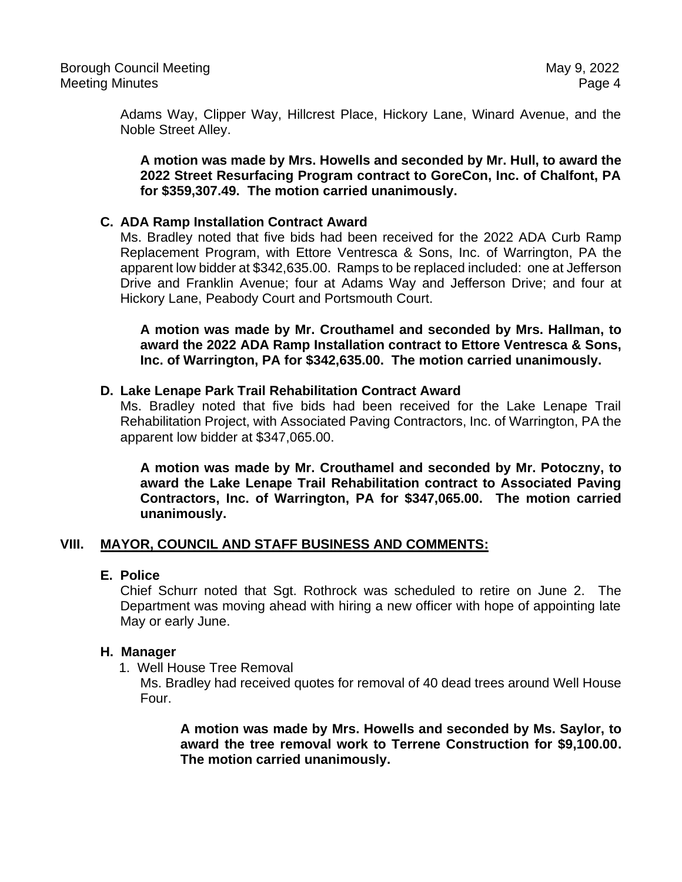Adams Way, Clipper Way, Hillcrest Place, Hickory Lane, Winard Avenue, and the Noble Street Alley.

**A motion was made by Mrs. Howells and seconded by Mr. Hull, to award the 2022 Street Resurfacing Program contract to GoreCon, Inc. of Chalfont, PA for $359,307.49. The motion carried unanimously.**

### C. ADA Ramp Installation Contract Award

Ms. Bradley noted that five bids had been received for the 2022 ADA Curb Ramp Replacement Program, with Ettore Ventresca & Sons, Inc. of Warrington, PA the apparent low bidder at $342,635.00. Ramps to be replaced included: one at Jefferson Drive and Franklin Avenue; four at Adams Way and Jefferson Drive; and four at Hickory Lane, Peabody Court and Portsmouth Court.

**A motion was made by Mr. Crouthamel and seconded by Mrs. Hallman, to award the 2022 ADA Ramp Installation contract to Ettore Ventresca & Sons, Inc. of Warrington, PA for $342,635.00. The motion carried unanimously.**

### D. Lake Lenape Park Trail Rehabilitation Contract Award

Ms. Bradley noted that five bids had been received for the Lake Lenape Trail Rehabilitation Project, with Associated Paving Contractors, Inc. of Warrington, PA the apparent low bidder at $347,065.00.

**A motion was made by Mr. Crouthamel and seconded by Mr. Potoczny, to award the Lake Lenape Trail Rehabilitation contract to Associated Paving Contractors, Inc. of Warrington, PA for $347,065.00. The motion carried unanimously.**

## VIII. <u>MAYOR, COUNCIL AND STAFF BUSINESS AND COMMENTS:</u>

### E. Police

Chief Schurr noted that Sgt. Rothrock was scheduled to retire on June 2. The Department was moving ahead with hiring a new officer with hope of appointing late May or early June.

### H. Manager

1. Well House Tree Removal

   Ms. Bradley had received quotes for removal of 40 dead trees around Well House Four.

   **A motion was made by Mrs. Howells and seconded by Ms. Saylor, to award the tree removal work to Terrene Construction for $9,100.00. The motion carried unanimously.**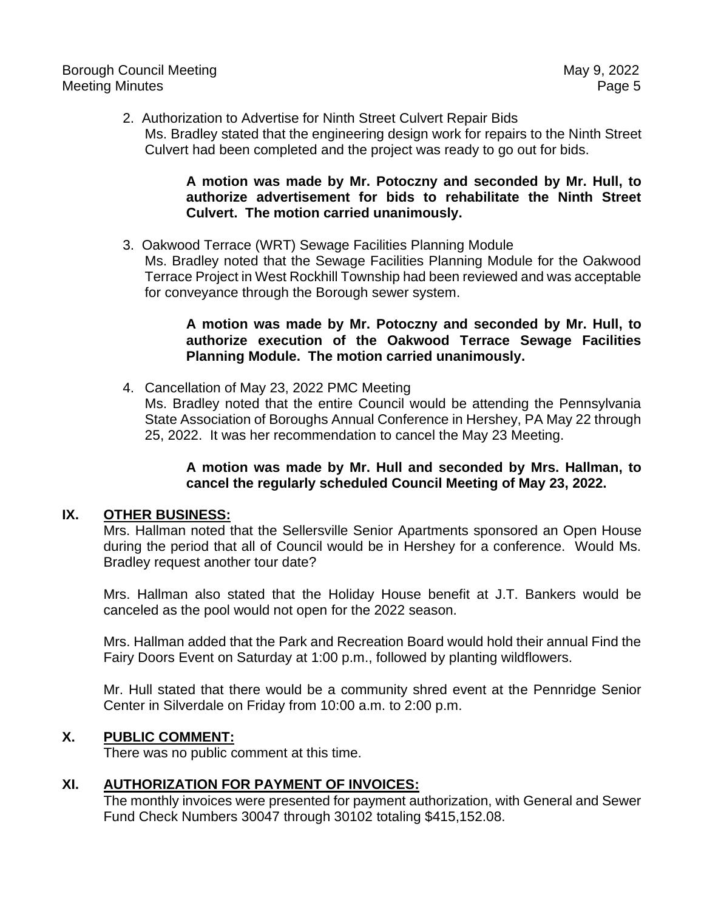2. Authorization to Advertise for Ninth Street Culvert Repair Bids
   Ms. Bradley stated that the engineering design work for repairs to the Ninth Street Culvert had been completed and the project was ready to go out for bids.

   **A motion was made by Mr. Potoczny and seconded by Mr. Hull, to authorize advertisement for bids to rehabilitate the Ninth Street Culvert. The motion carried unanimously.**

3. Oakwood Terrace (WRT) Sewage Facilities Planning Module
   Ms. Bradley noted that the Sewage Facilities Planning Module for the Oakwood Terrace Project in West Rockhill Township had been reviewed and was acceptable for conveyance through the Borough sewer system.

   **A motion was made by Mr. Potoczny and seconded by Mr. Hull, to authorize execution of the Oakwood Terrace Sewage Facilities Planning Module. The motion carried unanimously.**

4. Cancellation of May 23, 2022 PMC Meeting
   Ms. Bradley noted that the entire Council would be attending the Pennsylvania State Association of Boroughs Annual Conference in Hershey, PA May 22 through 25, 2022. It was her recommendation to cancel the May 23 Meeting.

   **A motion was made by Mr. Hull and seconded by Mrs. Hallman, to cancel the regularly scheduled Council Meeting of May 23, 2022.**

## IX. OTHER BUSINESS:

Mrs. Hallman noted that the Sellersville Senior Apartments sponsored an Open House during the period that all of Council would be in Hershey for a conference. Would Ms. Bradley request another tour date?

Mrs. Hallman also stated that the Holiday House benefit at J.T. Bankers would be canceled as the pool would not open for the 2022 season.

Mrs. Hallman added that the Park and Recreation Board would hold their annual Find the Fairy Doors Event on Saturday at 1:00 p.m., followed by planting wildflowers.

Mr. Hull stated that there would be a community shred event at the Pennridge Senior Center in Silverdale on Friday from 10:00 a.m. to 2:00 p.m.

## X. PUBLIC COMMENT:

There was no public comment at this time.

## XI. AUTHORIZATION FOR PAYMENT OF INVOICES:

The monthly invoices were presented for payment authorization, with General and Sewer Fund Check Numbers 30047 through 30102 totaling $415,152.08.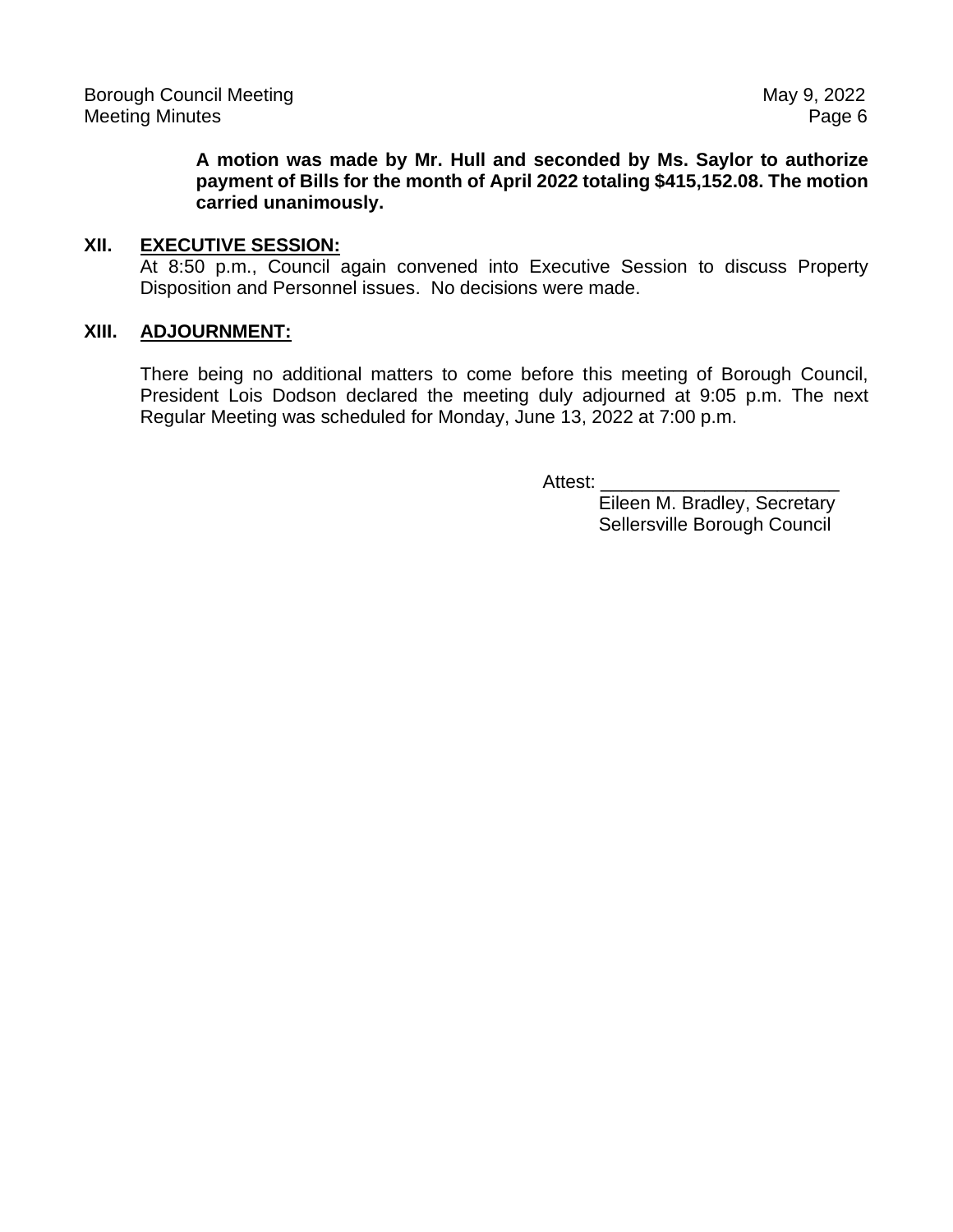**A motion was made by Mr. Hull and seconded by Ms. Saylor to authorize payment of Bills for the month of April 2022 totaling $415,152.08. The motion carried unanimously.**

## XII. EXECUTIVE SESSION:

At 8:50 p.m., Council again convened into Executive Session to discuss Property Disposition and Personnel issues. No decisions were made.

## XIII. ADJOURNMENT:

There being no additional matters to come before this meeting of Borough Council, President Lois Dodson declared the meeting duly adjourned at 9:05 p.m. The next Regular Meeting was scheduled for Monday, June 13, 2022 at 7:00 p.m.

Attest: _______________________

Eileen M. Bradley, Secretary
Sellersville Borough Council